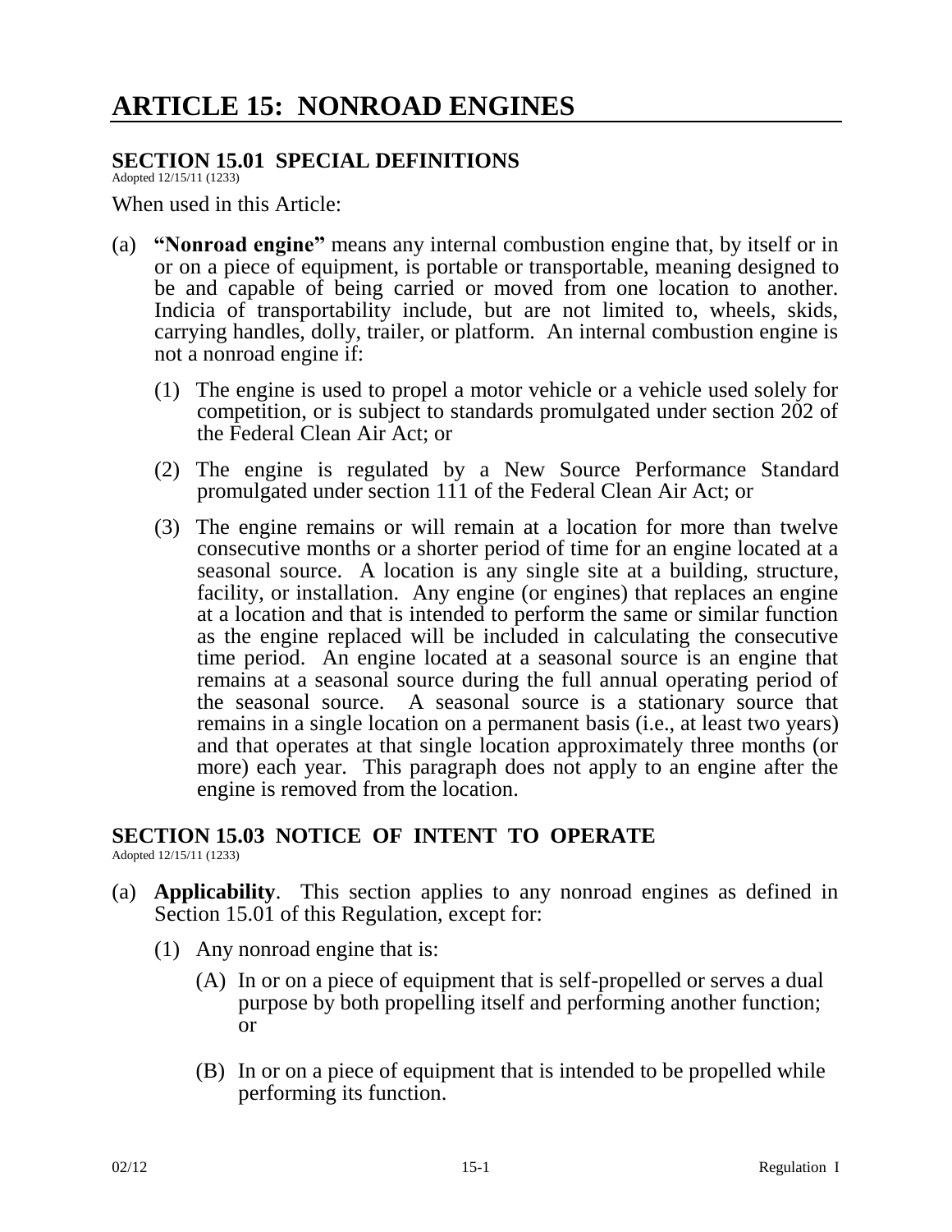# ARTICLE 15: NONROAD ENGINES

## SECTION 15.01 SPECIAL DEFINITIONS

Adopted 12/15/11 (1233)

When used in this Article:

(a) **"Nonroad engine"** means any internal combustion engine that, by itself or in or on a piece of equipment, is portable or transportable, meaning designed to be and capable of being carried or moved from one location to another. Indicia of transportability include, but are not limited to, wheels, skids, carrying handles, dolly, trailer, or platform. An internal combustion engine is not a nonroad engine if:

   (1) The engine is used to propel a motor vehicle or a vehicle used solely for competition, or is subject to standards promulgated under section 202 of the Federal Clean Air Act; or

   (2) The engine is regulated by a New Source Performance Standard promulgated under section 111 of the Federal Clean Air Act; or

   (3) The engine remains or will remain at a location for more than twelve consecutive months or a shorter period of time for an engine located at a seasonal source. A location is any single site at a building, structure, facility, or installation. Any engine (or engines) that replaces an engine at a location and that is intended to perform the same or similar function as the engine replaced will be included in calculating the consecutive time period. An engine located at a seasonal source is an engine that remains at a seasonal source during the full annual operating period of the seasonal source. A seasonal source is a stationary source that remains in a single location on a permanent basis (i.e., at least two years) and that operates at that single location approximately three months (or more) each year. This paragraph does not apply to an engine after the engine is removed from the location.

## SECTION 15.03 NOTICE OF INTENT TO OPERATE

Adopted 12/15/11 (1233)

(a) **Applicability**. This section applies to any nonroad engines as defined in Section 15.01 of this Regulation, except for:

   (1) Any nonroad engine that is:

      (A) In or on a piece of equipment that is self-propelled or serves a dual purpose by both propelling itself and performing another function; or

      (B) In or on a piece of equipment that is intended to be propelled while performing its function.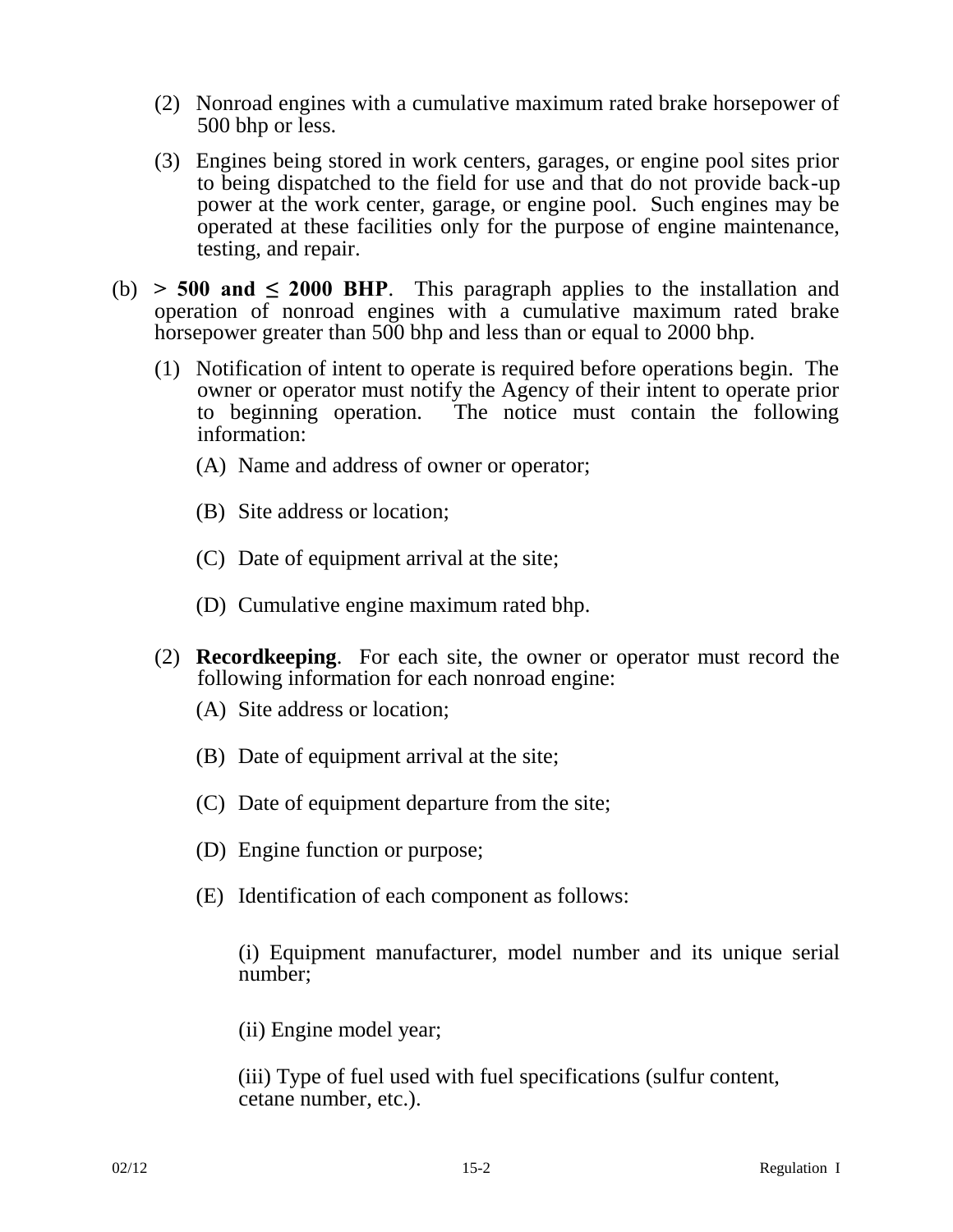(2) Nonroad engines with a cumulative maximum rated brake horsepower of 500 bhp or less.

(3) Engines being stored in work centers, garages, or engine pool sites prior to being dispatched to the field for use and that do not provide back-up power at the work center, garage, or engine pool. Such engines may be operated at these facilities only for the purpose of engine maintenance, testing, and repair.

(b) **> 500 and ≤ 2000 BHP**. This paragraph applies to the installation and operation of nonroad engines with a cumulative maximum rated brake horsepower greater than 500 bhp and less than or equal to 2000 bhp.

(1) Notification of intent to operate is required before operations begin. The owner or operator must notify the Agency of their intent to operate prior to beginning operation. The notice must contain the following information:

(A) Name and address of owner or operator;

(B) Site address or location;

(C) Date of equipment arrival at the site;

(D) Cumulative engine maximum rated bhp.

(2) **Recordkeeping**. For each site, the owner or operator must record the following information for each nonroad engine:

(A) Site address or location;

(B) Date of equipment arrival at the site;

(C) Date of equipment departure from the site;

(D) Engine function or purpose;

(E) Identification of each component as follows:

(i) Equipment manufacturer, model number and its unique serial number;

(ii) Engine model year;

(iii) Type of fuel used with fuel specifications (sulfur content, cetane number, etc.).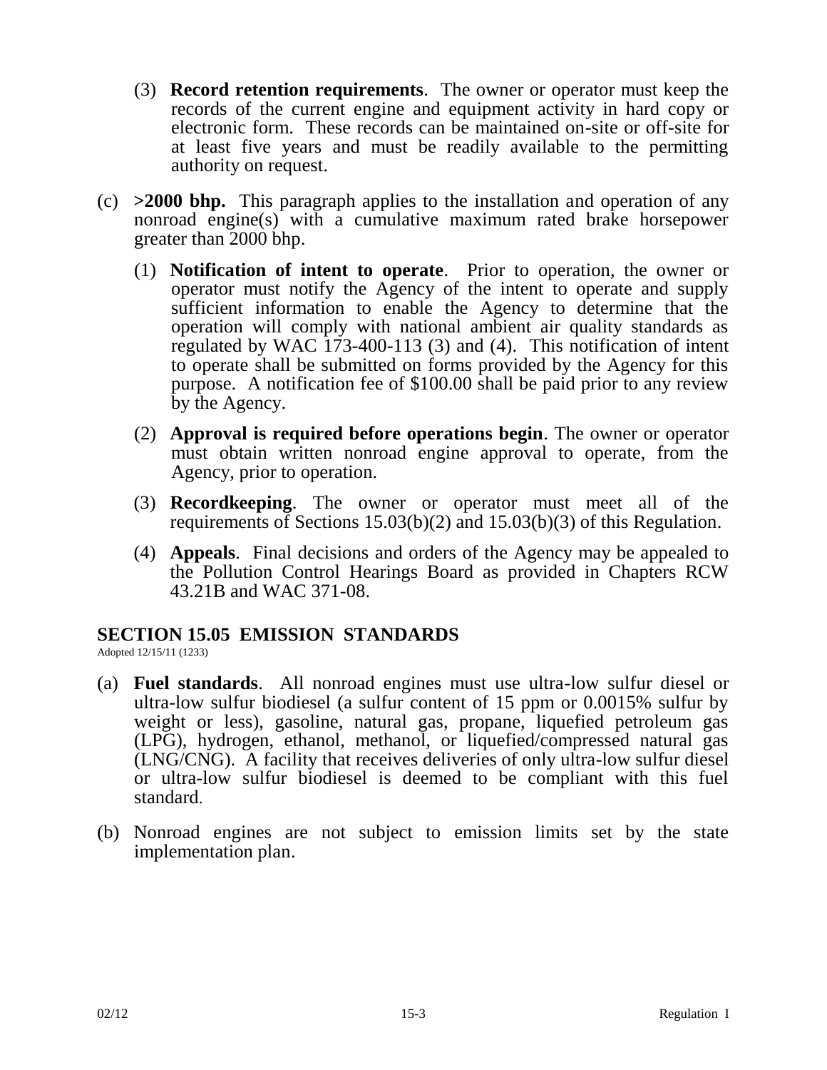(3) **Record retention requirements**. The owner or operator must keep the records of the current engine and equipment activity in hard copy or electronic form. These records can be maintained on-site or off-site for at least five years and must be readily available to the permitting authority on request.

(c) **>2000 bhp.** This paragraph applies to the installation and operation of any nonroad engine(s) with a cumulative maximum rated brake horsepower greater than 2000 bhp.

(1) **Notification of intent to operate**. Prior to operation, the owner or operator must notify the Agency of the intent to operate and supply sufficient information to enable the Agency to determine that the operation will comply with national ambient air quality standards as regulated by WAC 173-400-113 (3) and (4). This notification of intent to operate shall be submitted on forms provided by the Agency for this purpose. A notification fee of $100.00 shall be paid prior to any review by the Agency.

(2) **Approval is required before operations begin**. The owner or operator must obtain written nonroad engine approval to operate, from the Agency, prior to operation.

(3) **Recordkeeping**. The owner or operator must meet all of the requirements of Sections 15.03(b)(2) and 15.03(b)(3) of this Regulation.

(4) **Appeals**. Final decisions and orders of the Agency may be appealed to the Pollution Control Hearings Board as provided in Chapters RCW 43.21B and WAC 371-08.

## SECTION 15.05 EMISSION STANDARDS

Adopted 12/15/11 (1233)

(a) **Fuel standards**. All nonroad engines must use ultra-low sulfur diesel or ultra-low sulfur biodiesel (a sulfur content of 15 ppm or 0.0015% sulfur by weight or less), gasoline, natural gas, propane, liquefied petroleum gas (LPG), hydrogen, ethanol, methanol, or liquefied/compressed natural gas (LNG/CNG). A facility that receives deliveries of only ultra-low sulfur diesel or ultra-low sulfur biodiesel is deemed to be compliant with this fuel standard.

(b) Nonroad engines are not subject to emission limits set by the state implementation plan.